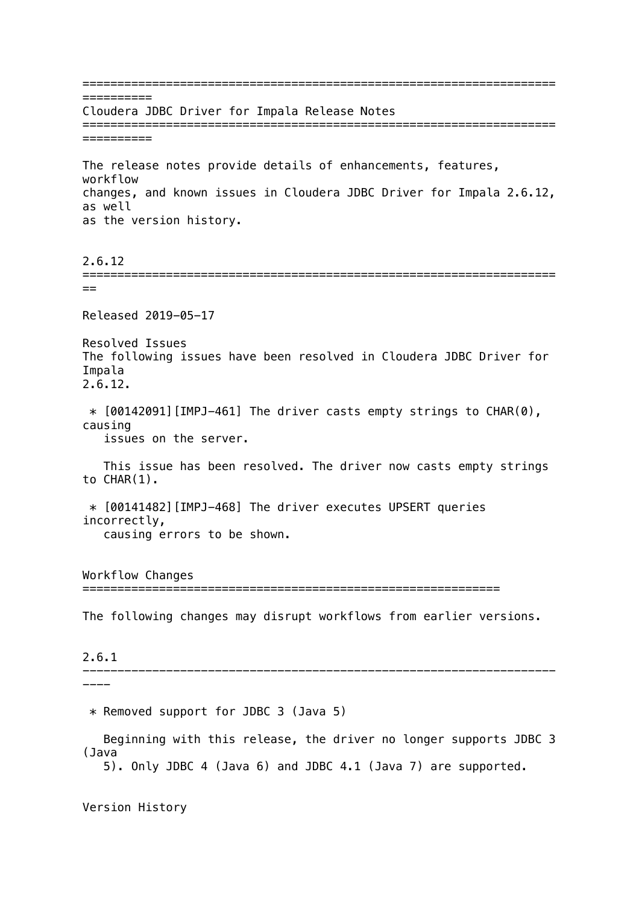# Cloudera JDBC Driver for Impala Release Notes

The release notes provide details of enhancements, features, workflow changes, and known issues in Cloudera JDBC Driver for Impala 2.6.12, as well as the version history.

## 2.6.12

Released 2019-05-17

Resolved Issues
The following issues have been resolved in Cloudera JDBC Driver for Impala 2.6.12.

* [00142091][IMPJ-461] The driver casts empty strings to CHAR(0), causing issues on the server.

  This issue has been resolved. The driver now casts empty strings to CHAR(1).

* [00141482][IMPJ-468] The driver executes UPSERT queries incorrectly, causing errors to be shown.

## Workflow Changes

The following changes may disrupt workflows from earlier versions.

### 2.6.1

* Removed support for JDBC 3 (Java 5)

  Beginning with this release, the driver no longer supports JDBC 3 (Java 5). Only JDBC 4 (Java 6) and JDBC 4.1 (Java 7) are supported.

Version History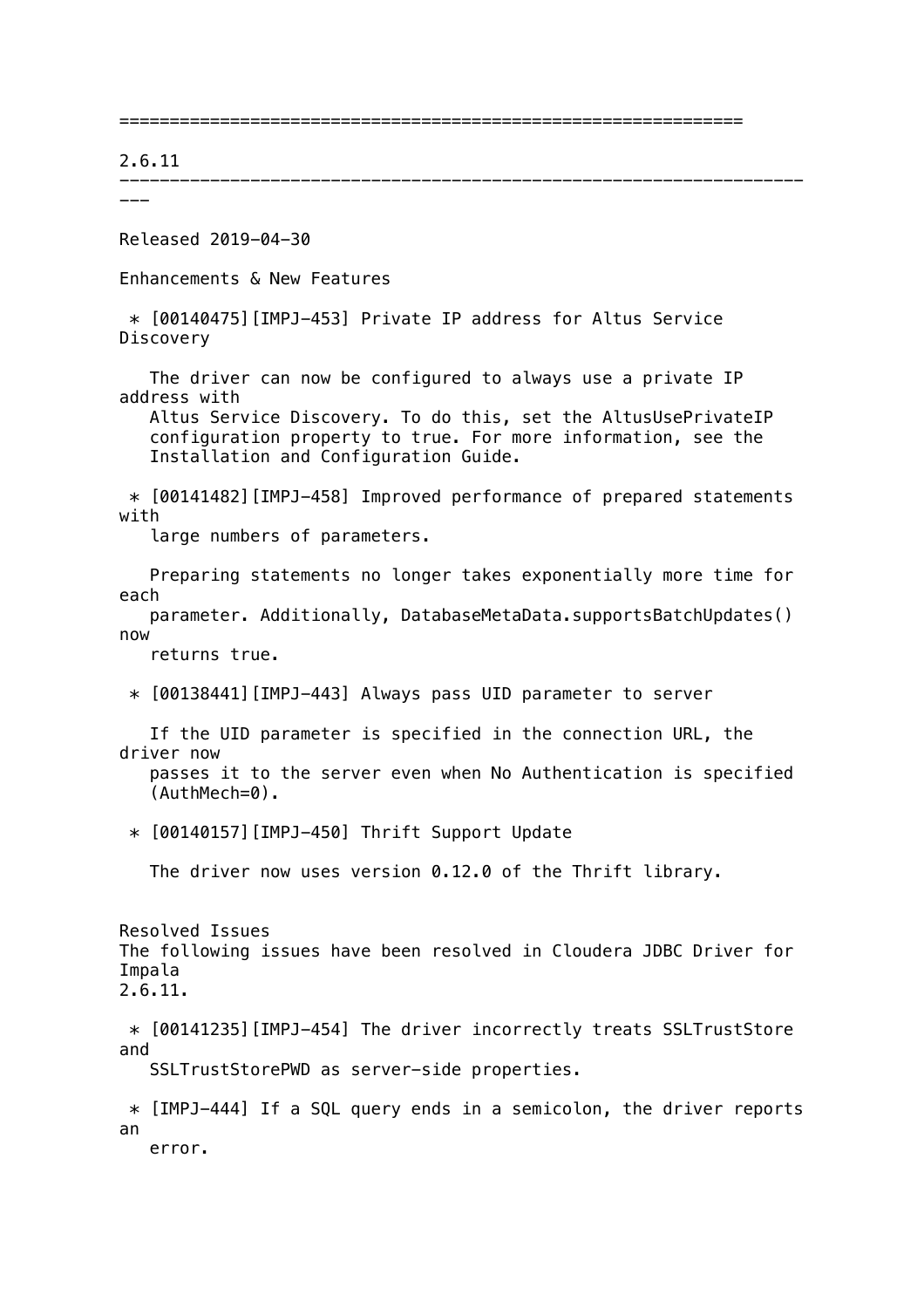==============================================================

## 2.6.11

Released 2019-04-30

Enhancements & New Features

* [00140475][IMPJ-453] Private IP address for Altus Service Discovery

  The driver can now be configured to always use a private IP address with Altus Service Discovery. To do this, set the AltusUsePrivateIP configuration property to true. For more information, see the Installation and Configuration Guide.

* [00141482][IMPJ-458] Improved performance of prepared statements with large numbers of parameters.

  Preparing statements no longer takes exponentially more time for each parameter. Additionally, DatabaseMetaData.supportsBatchUpdates() now returns true.

* [00138441][IMPJ-443] Always pass UID parameter to server

  If the UID parameter is specified in the connection URL, the driver now passes it to the server even when No Authentication is specified (AuthMech=0).

* [00140157][IMPJ-450] Thrift Support Update

  The driver now uses version 0.12.0 of the Thrift library.

Resolved Issues
The following issues have been resolved in Cloudera JDBC Driver for Impala 2.6.11.

* [00141235][IMPJ-454] The driver incorrectly treats SSLTrustStore and SSLTrustStorePWD as server-side properties.

* [IMPJ-444] If a SQL query ends in a semicolon, the driver reports an error.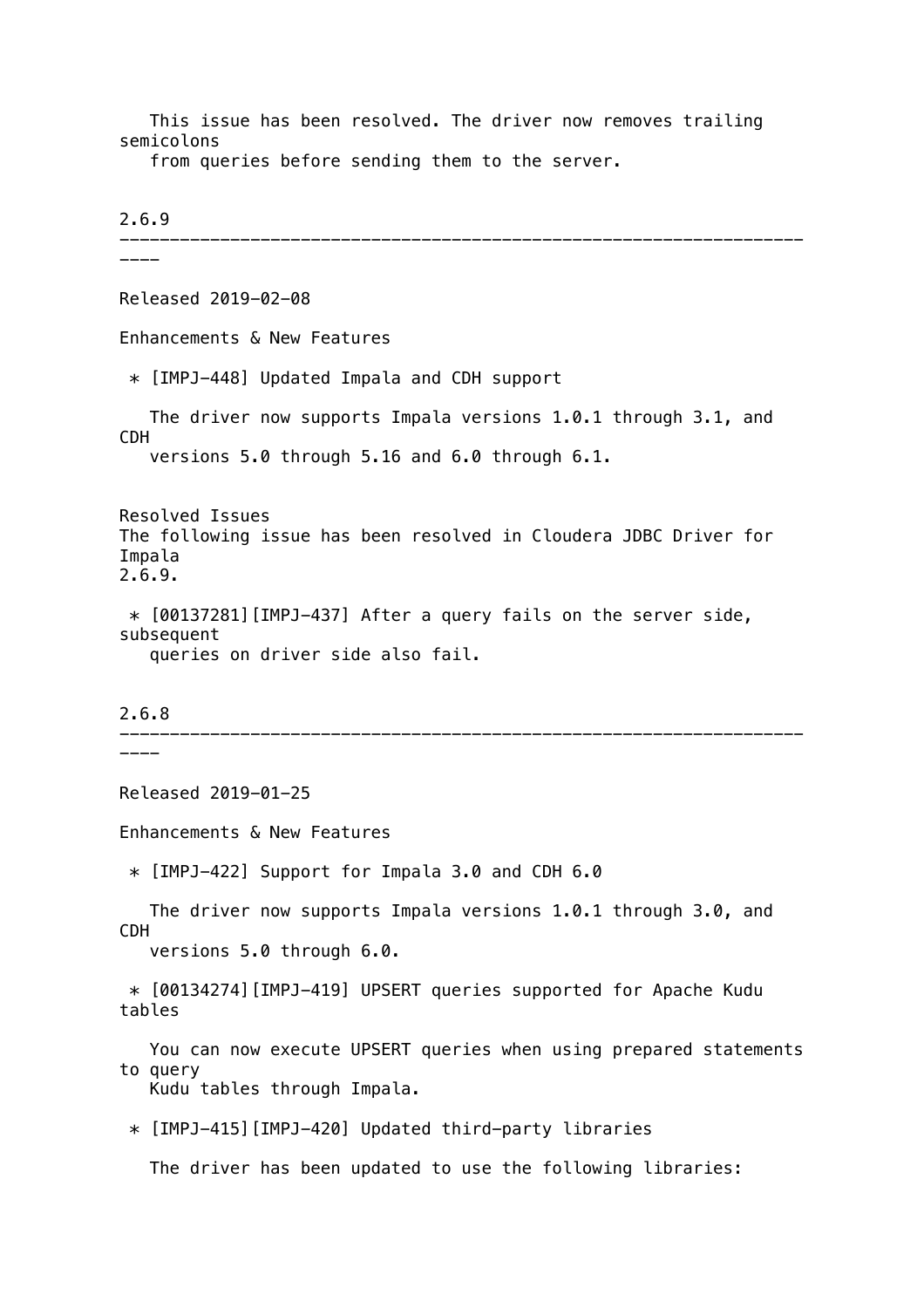This issue has been resolved. The driver now removes trailing semicolons from queries before sending them to the server.

## 2.6.9

Released 2019-02-08

### Enhancements & New Features

* [IMPJ-448] Updated Impala and CDH support

  The driver now supports Impala versions 1.0.1 through 3.1, and CDH versions 5.0 through 5.16 and 6.0 through 6.1.

### Resolved Issues

The following issue has been resolved in Cloudera JDBC Driver for Impala 2.6.9.

* [00137281][IMPJ-437] After a query fails on the server side, subsequent queries on driver side also fail.

## 2.6.8

Released 2019-01-25

### Enhancements & New Features

* [IMPJ-422] Support for Impala 3.0 and CDH 6.0

  The driver now supports Impala versions 1.0.1 through 3.0, and CDH versions 5.0 through 6.0.

* [00134274][IMPJ-419] UPSERT queries supported for Apache Kudu tables

  You can now execute UPSERT queries when using prepared statements to query Kudu tables through Impala.

* [IMPJ-415][IMPJ-420] Updated third-party libraries

  The driver has been updated to use the following libraries: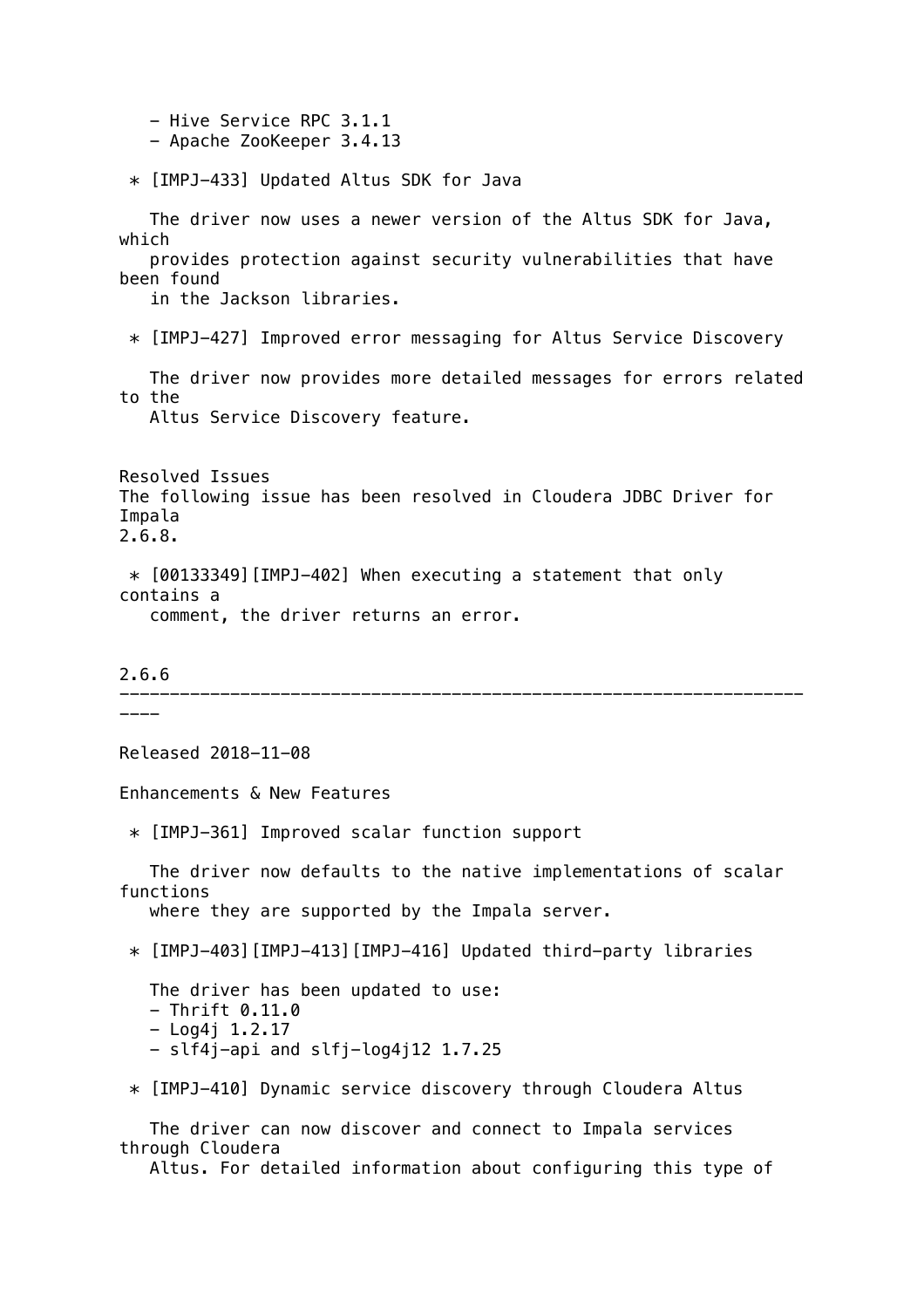- Hive Service RPC 3.1.1
   - Apache ZooKeeper 3.4.13

 * [IMPJ-433] Updated Altus SDK for Java

   The driver now uses a newer version of the Altus SDK for Java, which
   provides protection against security vulnerabilities that have been found
   in the Jackson libraries.

 * [IMPJ-427] Improved error messaging for Altus Service Discovery

   The driver now provides more detailed messages for errors related to the
   Altus Service Discovery feature.

Resolved Issues

The following issue has been resolved in Cloudera JDBC Driver for Impala
2.6.8.

 * [00133349][IMPJ-402] When executing a statement that only contains a
   comment, the driver returns an error.

## 2.6.6

Released 2018-11-08

Enhancements & New Features

 * [IMPJ-361] Improved scalar function support

   The driver now defaults to the native implementations of scalar functions
   where they are supported by the Impala server.

 * [IMPJ-403][IMPJ-413][IMPJ-416] Updated third-party libraries

   The driver has been updated to use:
   - Thrift 0.11.0
   - Log4j 1.2.17
   - slf4j-api and slfj-log4j12 1.7.25

 * [IMPJ-410] Dynamic service discovery through Cloudera Altus

   The driver can now discover and connect to Impala services through Cloudera
   Altus. For detailed information about configuring this type of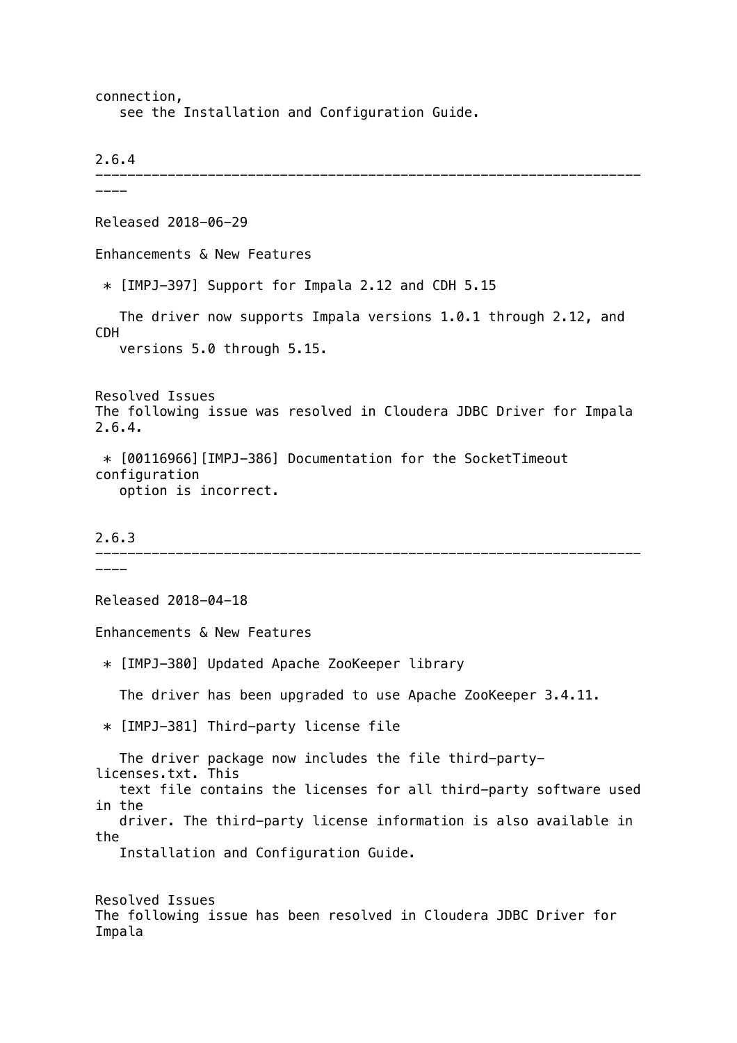connection,
see the Installation and Configuration Guide.

## 2.6.4

Released 2018-06-29

Enhancements & New Features

* [IMPJ-397] Support for Impala 2.12 and CDH 5.15

  The driver now supports Impala versions 1.0.1 through 2.12, and CDH versions 5.0 through 5.15.

Resolved Issues
The following issue was resolved in Cloudera JDBC Driver for Impala 2.6.4.

* [00116966][IMPJ-386] Documentation for the SocketTimeout configuration option is incorrect.

## 2.6.3

Released 2018-04-18

Enhancements & New Features

* [IMPJ-380] Updated Apache ZooKeeper library

  The driver has been upgraded to use Apache ZooKeeper 3.4.11.

* [IMPJ-381] Third-party license file

  The driver package now includes the file third-party-licenses.txt. This text file contains the licenses for all third-party software used in the driver. The third-party license information is also available in the Installation and Configuration Guide.

Resolved Issues
The following issue has been resolved in Cloudera JDBC Driver for Impala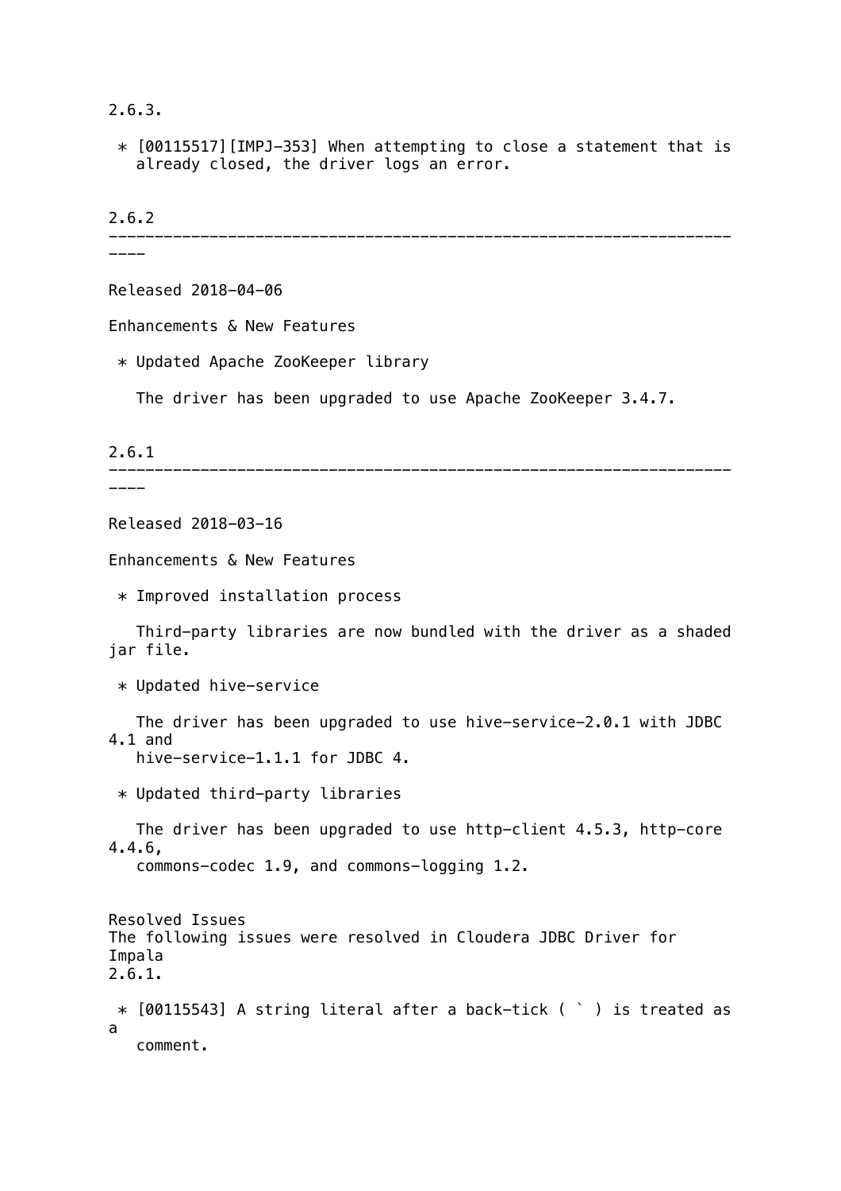2.6.3.

* [00115517][IMPJ-353] When attempting to close a statement that is already closed, the driver logs an error.

## 2.6.2

Released 2018-04-06

Enhancements & New Features

* Updated Apache ZooKeeper library

  The driver has been upgraded to use Apache ZooKeeper 3.4.7.

## 2.6.1

Released 2018-03-16

Enhancements & New Features

* Improved installation process

  Third-party libraries are now bundled with the driver as a shaded jar file.

* Updated hive-service

  The driver has been upgraded to use hive-service-2.0.1 with JDBC 4.1 and hive-service-1.1.1 for JDBC 4.

* Updated third-party libraries

  The driver has been upgraded to use http-client 4.5.3, http-core 4.4.6, commons-codec 1.9, and commons-logging 1.2.

Resolved Issues
The following issues were resolved in Cloudera JDBC Driver for Impala 2.6.1.

* [00115543] A string literal after a back-tick ( ` ) is treated as a comment.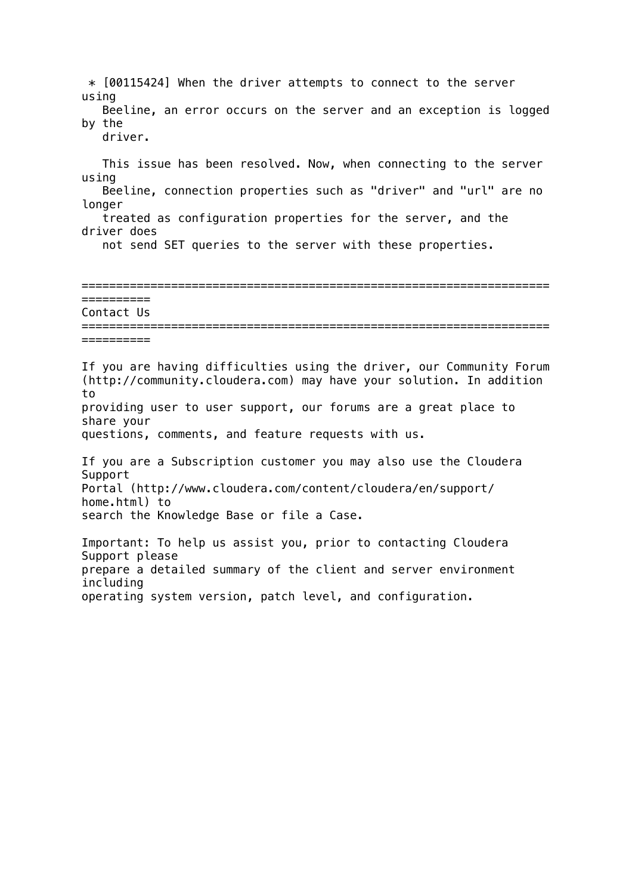* [00115424] When the driver attempts to connect to the server using Beeline, an error occurs on the server and an exception is logged by the driver.

  This issue has been resolved. Now, when connecting to the server using Beeline, connection properties such as "driver" and "url" are no longer treated as configuration properties for the server, and the driver does not send SET queries to the server with these properties.

==============================================================================

## Contact Us

==============================================================================

If you are having difficulties using the driver, our Community Forum (http://community.cloudera.com) may have your solution. In addition to providing user to user support, our forums are a great place to share your questions, comments, and feature requests with us.

If you are a Subscription customer you may also use the Cloudera Support Portal (http://www.cloudera.com/content/cloudera/en/support/home.html) to search the Knowledge Base or file a Case.

Important: To help us assist you, prior to contacting Cloudera Support please prepare a detailed summary of the client and server environment including operating system version, patch level, and configuration.